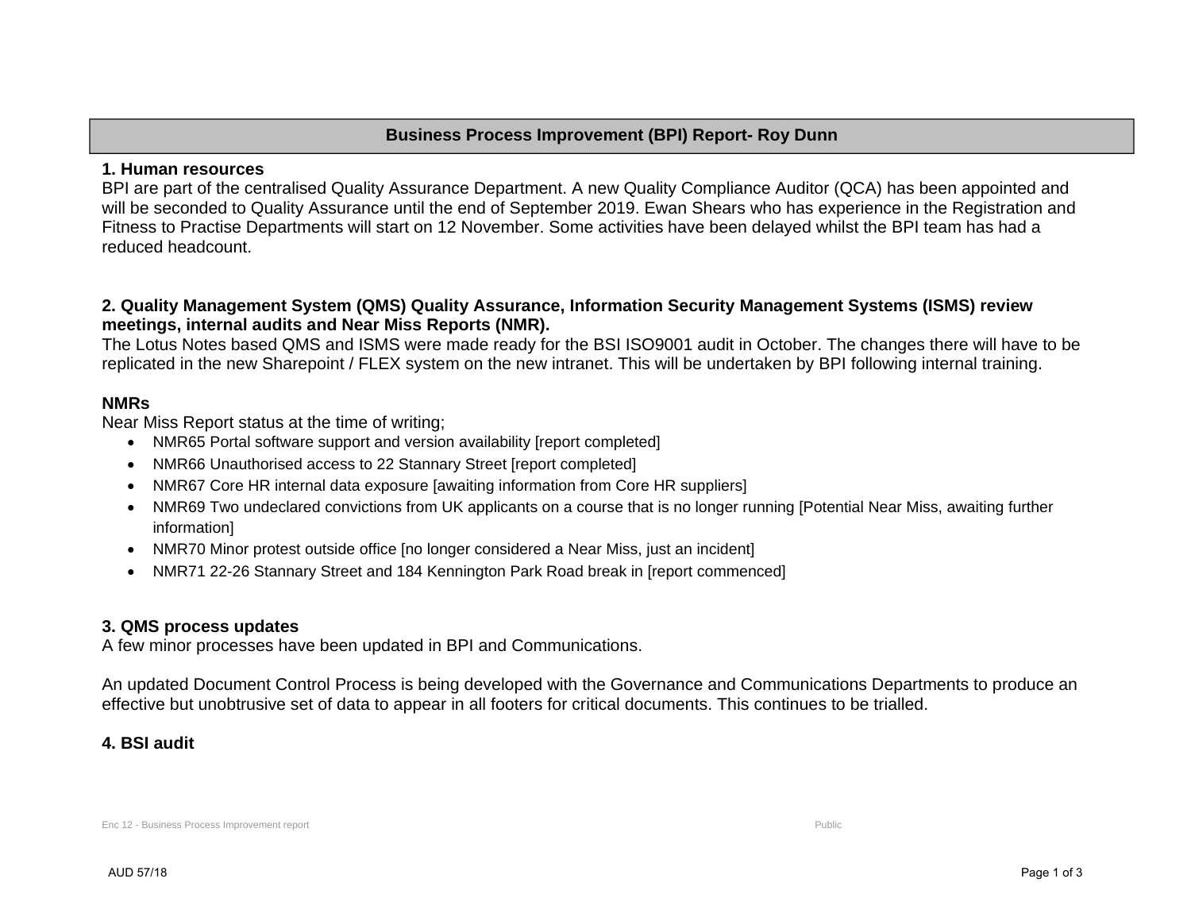# Business Process Improvement (BPI) Report- Roy Dunn

## 1. Human resources

BPI are part of the centralised Quality Assurance Department. A new Quality Compliance Auditor (QCA) has been appointed and will be seconded to Quality Assurance until the end of September 2019. Ewan Shears who has experience in the Registration and Fitness to Practise Departments will start on 12 November. Some activities have been delayed whilst the BPI team has had a reduced headcount.

## 2. Quality Management System (QMS) Quality Assurance, Information Security Management Systems (ISMS) review meetings, internal audits and Near Miss Reports (NMR).

The Lotus Notes based QMS and ISMS were made ready for the BSI ISO9001 audit in October. The changes there will have to be replicated in the new Sharepoint / FLEX system on the new intranet. This will be undertaken by BPI following internal training.

### NMRs

Near Miss Report status at the time of writing;

- NMR65 Portal software support and version availability [report completed]
- NMR66 Unauthorised access to 22 Stannary Street [report completed]
- NMR67 Core HR internal data exposure [awaiting information from Core HR suppliers]
- NMR69 Two undeclared convictions from UK applicants on a course that is no longer running [Potential Near Miss, awaiting further information]
- NMR70 Minor protest outside office [no longer considered a Near Miss, just an incident]
- NMR71 22-26 Stannary Street and 184 Kennington Park Road break in [report commenced]

## 3. QMS process updates

A few minor processes have been updated in BPI and Communications.

An updated Document Control Process is being developed with the Governance and Communications Departments to produce an effective but unobtrusive set of data to appear in all footers for critical documents. This continues to be trialled.

## 4. BSI audit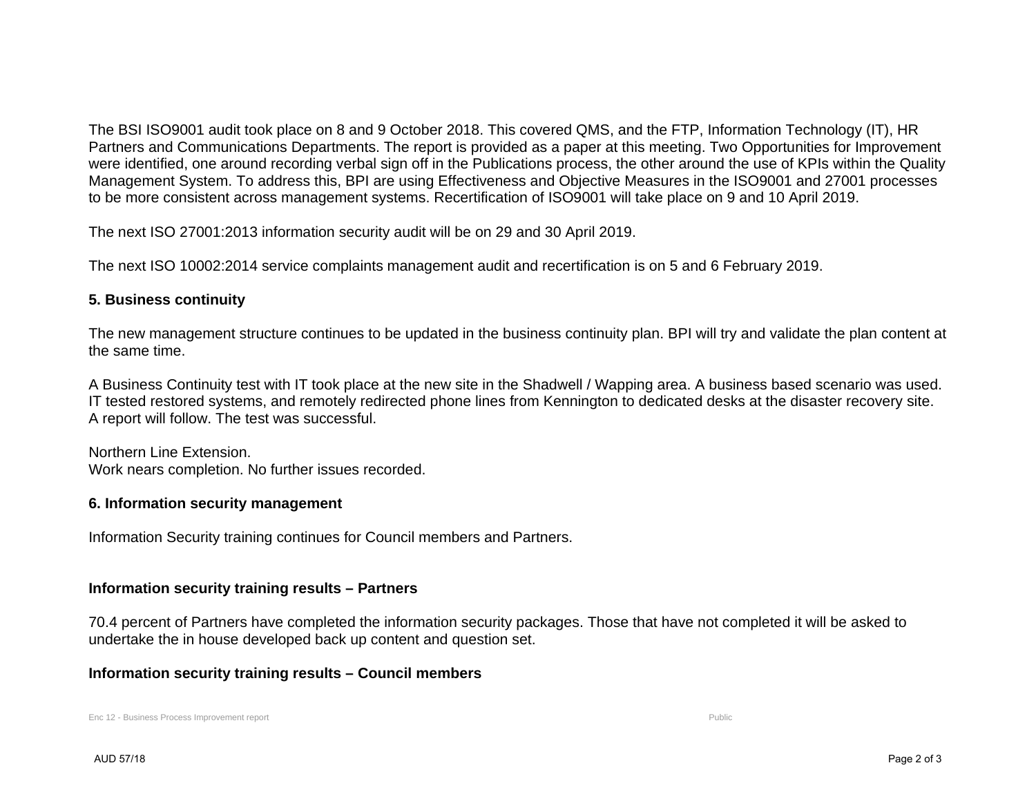The BSI ISO9001 audit took place on 8 and 9 October 2018. This covered QMS, and the FTP, Information Technology (IT), HR Partners and Communications Departments. The report is provided as a paper at this meeting. Two Opportunities for Improvement were identified, one around recording verbal sign off in the Publications process, the other around the use of KPIs within the Quality Management System. To address this, BPI are using Effectiveness and Objective Measures in the ISO9001 and 27001 processes to be more consistent across management systems. Recertification of ISO9001 will take place on 9 and 10 April 2019.

The next ISO 27001:2013 information security audit will be on 29 and 30 April 2019.

The next ISO 10002:2014 service complaints management audit and recertification is on 5 and 6 February 2019.

**5. Business continuity**

The new management structure continues to be updated in the business continuity plan. BPI will try and validate the plan content at the same time.

A Business Continuity test with IT took place at the new site in the Shadwell / Wapping area. A business based scenario was used. IT tested restored systems, and remotely redirected phone lines from Kennington to dedicated desks at the disaster recovery site. A report will follow. The test was successful.

Northern Line Extension.
Work nears completion. No further issues recorded.

**6. Information security management**

Information Security training continues for Council members and Partners.

**Information security training results – Partners**

70.4 percent of Partners have completed the information security packages. Those that have not completed it will be asked to undertake the in house developed back up content and question set.

**Information security training results – Council members**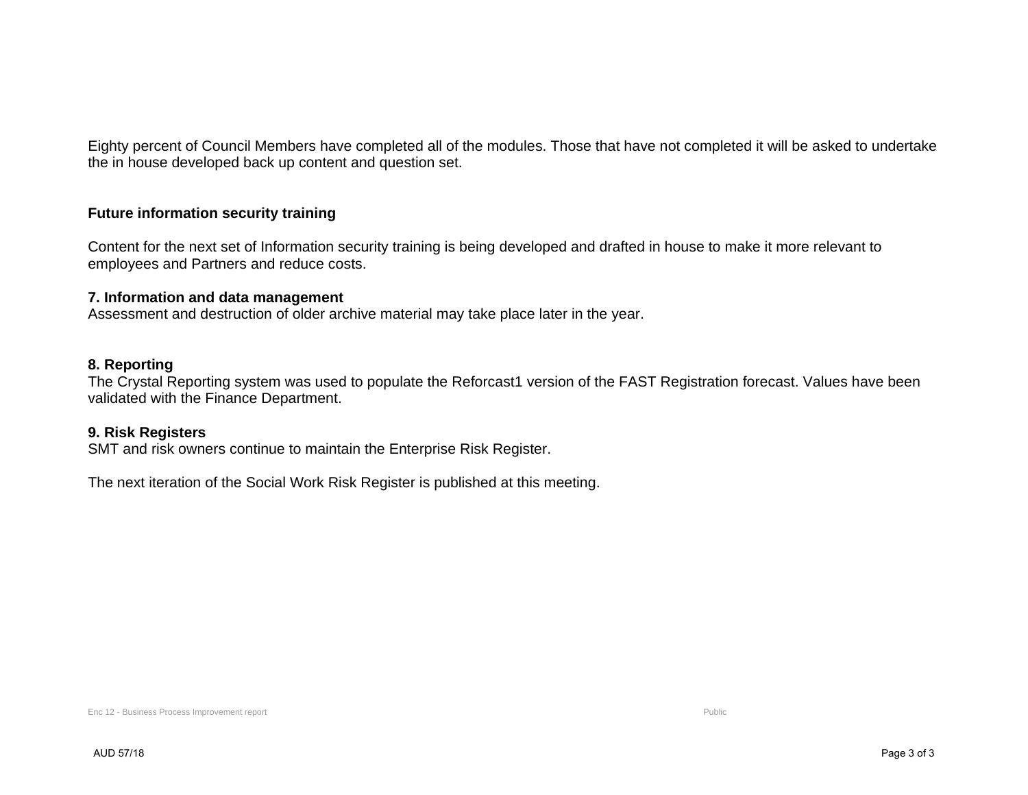Eighty percent of Council Members have completed all of the modules. Those that have not completed it will be asked to undertake the in house developed back up content and question set.

**Future information security training**

Content for the next set of Information security training is being developed and drafted in house to make it more relevant to employees and Partners and reduce costs.

**7. Information and data management**

Assessment and destruction of older archive material may take place later in the year.

**8. Reporting**

The Crystal Reporting system was used to populate the Reforcast1 version of the FAST Registration forecast. Values have been validated with the Finance Department.

**9. Risk Registers**

SMT and risk owners continue to maintain the Enterprise Risk Register.

The next iteration of the Social Work Risk Register is published at this meeting.